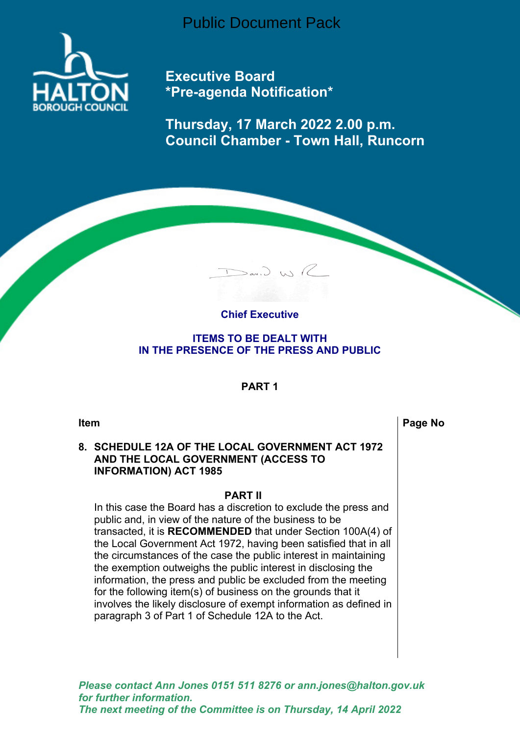Public Document Pack

HALTON BOROUGH COUNCIL

# Executive Board
## *Pre-agenda Notification*

## Thursday, 17 March 2022 2.00 p.m.
## Council Chamber - Town Hall, Runcorn

David W R

**Chief Executive**

**ITEMS TO BE DEALT WITH**
**IN THE PRESENCE OF THE PRESS AND PUBLIC**

**PART 1**

| Item | Page No |
|---|---|
| **8. SCHEDULE 12A OF THE LOCAL GOVERNMENT ACT 1972 AND THE LOCAL GOVERNMENT (ACCESS TO INFORMATION) ACT 1985** | |

**PART II**

In this case the Board has a discretion to exclude the press and public and, in view of the nature of the business to be transacted, it is **RECOMMENDED** that under Section 100A(4) of the Local Government Act 1972, having been satisfied that in all the circumstances of the case the public interest in maintaining the exemption outweighs the public interest in disclosing the information, the press and public be excluded from the meeting for the following item(s) of business on the grounds that it involves the likely disclosure of exempt information as defined in paragraph 3 of Part 1 of Schedule 12A to the Act.

*Please contact Ann Jones 0151 511 8276 or ann.jones@halton.gov.uk for further information.*
*The next meeting of the Committee is on Thursday, 14 April 2022*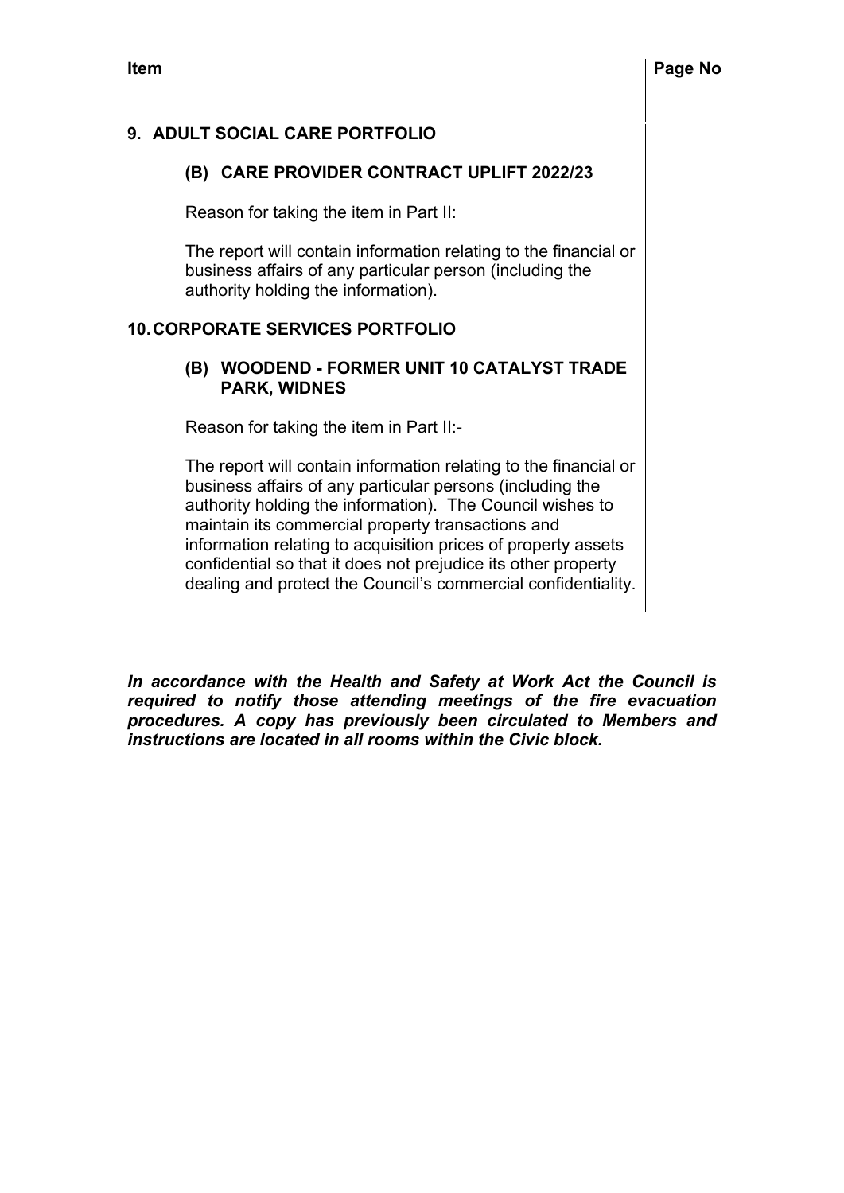| Item | Page No |
|---|---|
| **9. ADULT SOCIAL CARE PORTFOLIO** | |
| **(B) CARE PROVIDER CONTRACT UPLIFT 2022/23** | |
| Reason for taking the item in Part II: | |
| The report will contain information relating to the financial or business affairs of any particular person (including the authority holding the information). | |
| **10. CORPORATE SERVICES PORTFOLIO** | |
| **(B) WOODEND - FORMER UNIT 10 CATALYST TRADE PARK, WIDNES** | |
| Reason for taking the item in Part II:- | |
| The report will contain information relating to the financial or business affairs of any particular persons (including the authority holding the information). The Council wishes to maintain its commercial property transactions and information relating to acquisition prices of property assets confidential so that it does not prejudice its other property dealing and protect the Council's commercial confidentiality. | |

***In accordance with the Health and Safety at Work Act the Council is required to notify those attending meetings of the fire evacuation procedures. A copy has previously been circulated to Members and instructions are located in all rooms within the Civic block.***